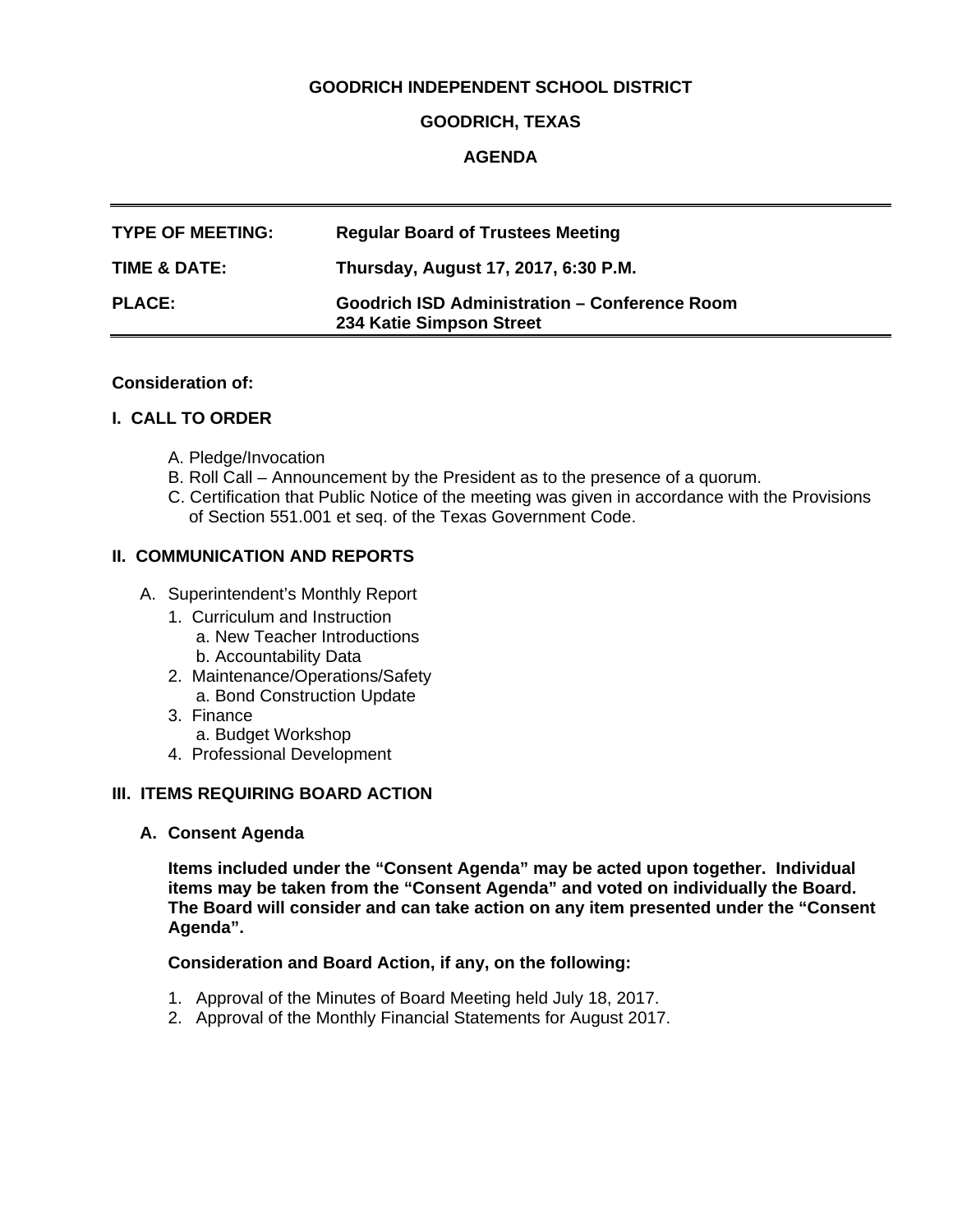**GOODRICH INDEPENDENT SCHOOL DISTRICT**

**GOODRICH, TEXAS**

**AGENDA**

| | |
|---|---|
| **TYPE OF MEETING:** | **Regular Board of Trustees Meeting** |
| **TIME & DATE:** | **Thursday, August 17, 2017, 6:30 P.M.** |
| **PLACE:** | **Goodrich ISD Administration – Conference Room 234 Katie Simpson Street** |

**Consideration of:**

## I. CALL TO ORDER

A. Pledge/Invocation
B. Roll Call – Announcement by the President as to the presence of a quorum.
C. Certification that Public Notice of the meeting was given in accordance with the Provisions of Section 551.001 et seq. of the Texas Government Code.

## II. COMMUNICATION AND REPORTS

A. Superintendent's Monthly Report
   1. Curriculum and Instruction
      a. New Teacher Introductions
      b. Accountability Data
   2. Maintenance/Operations/Safety
      a. Bond Construction Update
   3. Finance
      a. Budget Workshop
   4. Professional Development

## III. ITEMS REQUIRING BOARD ACTION

### A. Consent Agenda

**Items included under the "Consent Agenda" may be acted upon together. Individual items may be taken from the "Consent Agenda" and voted on individually the Board. The Board will consider and can take action on any item presented under the "Consent Agenda".**

**Consideration and Board Action, if any, on the following:**

1. Approval of the Minutes of Board Meeting held July 18, 2017.
2. Approval of the Monthly Financial Statements for August 2017.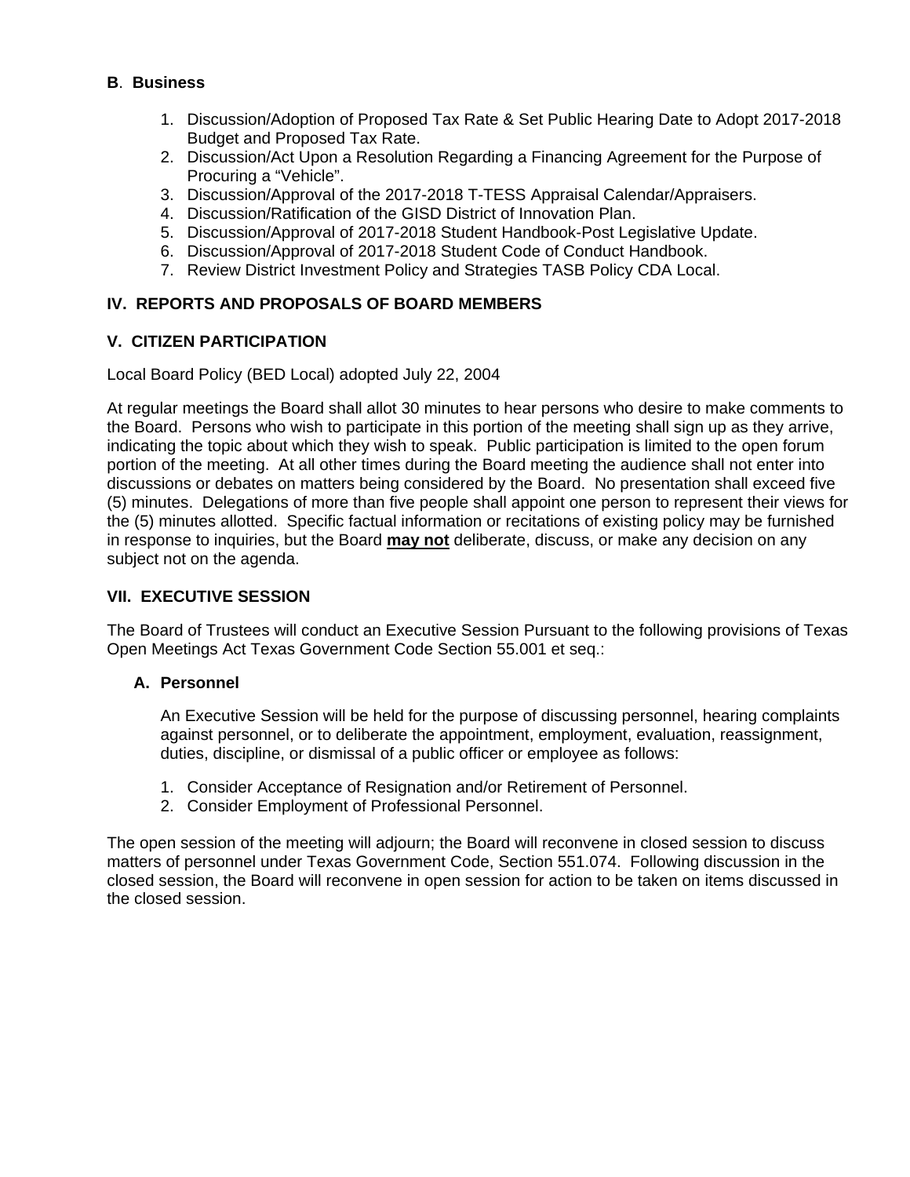**B**. **Business**

1. Discussion/Adoption of Proposed Tax Rate & Set Public Hearing Date to Adopt 2017-2018 Budget and Proposed Tax Rate.
2. Discussion/Act Upon a Resolution Regarding a Financing Agreement for the Purpose of Procuring a "Vehicle".
3. Discussion/Approval of the 2017-2018 T-TESS Appraisal Calendar/Appraisers.
4. Discussion/Ratification of the GISD District of Innovation Plan.
5. Discussion/Approval of 2017-2018 Student Handbook-Post Legislative Update.
6. Discussion/Approval of 2017-2018 Student Code of Conduct Handbook.
7. Review District Investment Policy and Strategies TASB Policy CDA Local.

## IV. REPORTS AND PROPOSALS OF BOARD MEMBERS

## V. CITIZEN PARTICIPATION

Local Board Policy (BED Local) adopted July 22, 2004

At regular meetings the Board shall allot 30 minutes to hear persons who desire to make comments to the Board. Persons who wish to participate in this portion of the meeting shall sign up as they arrive, indicating the topic about which they wish to speak. Public participation is limited to the open forum portion of the meeting. At all other times during the Board meeting the audience shall not enter into discussions or debates on matters being considered by the Board. No presentation shall exceed five (5) minutes. Delegations of more than five people shall appoint one person to represent their views for the (5) minutes allotted. Specific factual information or recitations of existing policy may be furnished in response to inquiries, but the Board **may not** deliberate, discuss, or make any decision on any subject not on the agenda.

## VII. EXECUTIVE SESSION

The Board of Trustees will conduct an Executive Session Pursuant to the following provisions of Texas Open Meetings Act Texas Government Code Section 55.001 et seq.:

**A. Personnel**

An Executive Session will be held for the purpose of discussing personnel, hearing complaints against personnel, or to deliberate the appointment, employment, evaluation, reassignment, duties, discipline, or dismissal of a public officer or employee as follows:

1. Consider Acceptance of Resignation and/or Retirement of Personnel.
2. Consider Employment of Professional Personnel.

The open session of the meeting will adjourn; the Board will reconvene in closed session to discuss matters of personnel under Texas Government Code, Section 551.074. Following discussion in the closed session, the Board will reconvene in open session for action to be taken on items discussed in the closed session.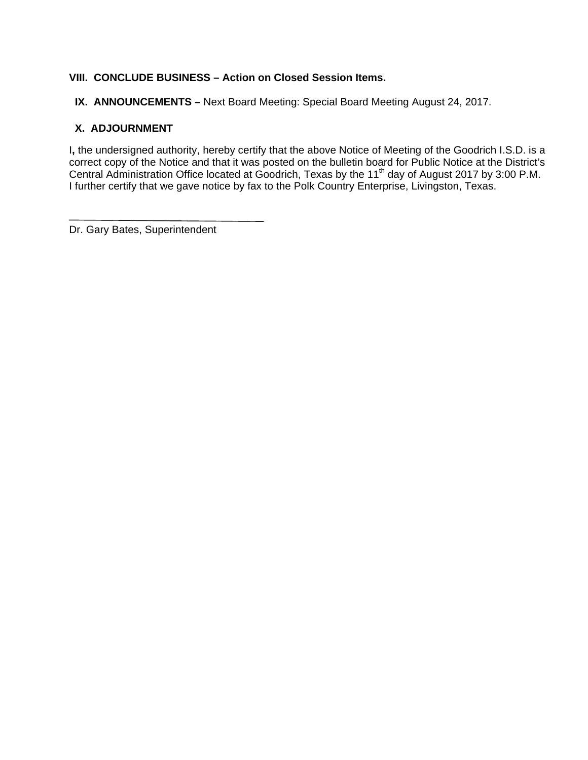**VIII. CONCLUDE BUSINESS – Action on Closed Session Items.**

**IX. ANNOUNCEMENTS –** Next Board Meeting: Special Board Meeting August 24, 2017.

**X. ADJOURNMENT**

I**,** the undersigned authority, hereby certify that the above Notice of Meeting of the Goodrich I.S.D. is a correct copy of the Notice and that it was posted on the bulletin board for Public Notice at the District's Central Administration Office located at Goodrich, Texas by the 11th day of August 2017 by 3:00 P.M. I further certify that we gave notice by fax to the Polk Country Enterprise, Livingston, Texas.

\_\_\_\_\_\_\_\_\_\_\_\_\_\_\_\_\_\_\_\_\_\_\_\_\_\_\_\_\_\_\_\_\_\_

Dr. Gary Bates, Superintendent